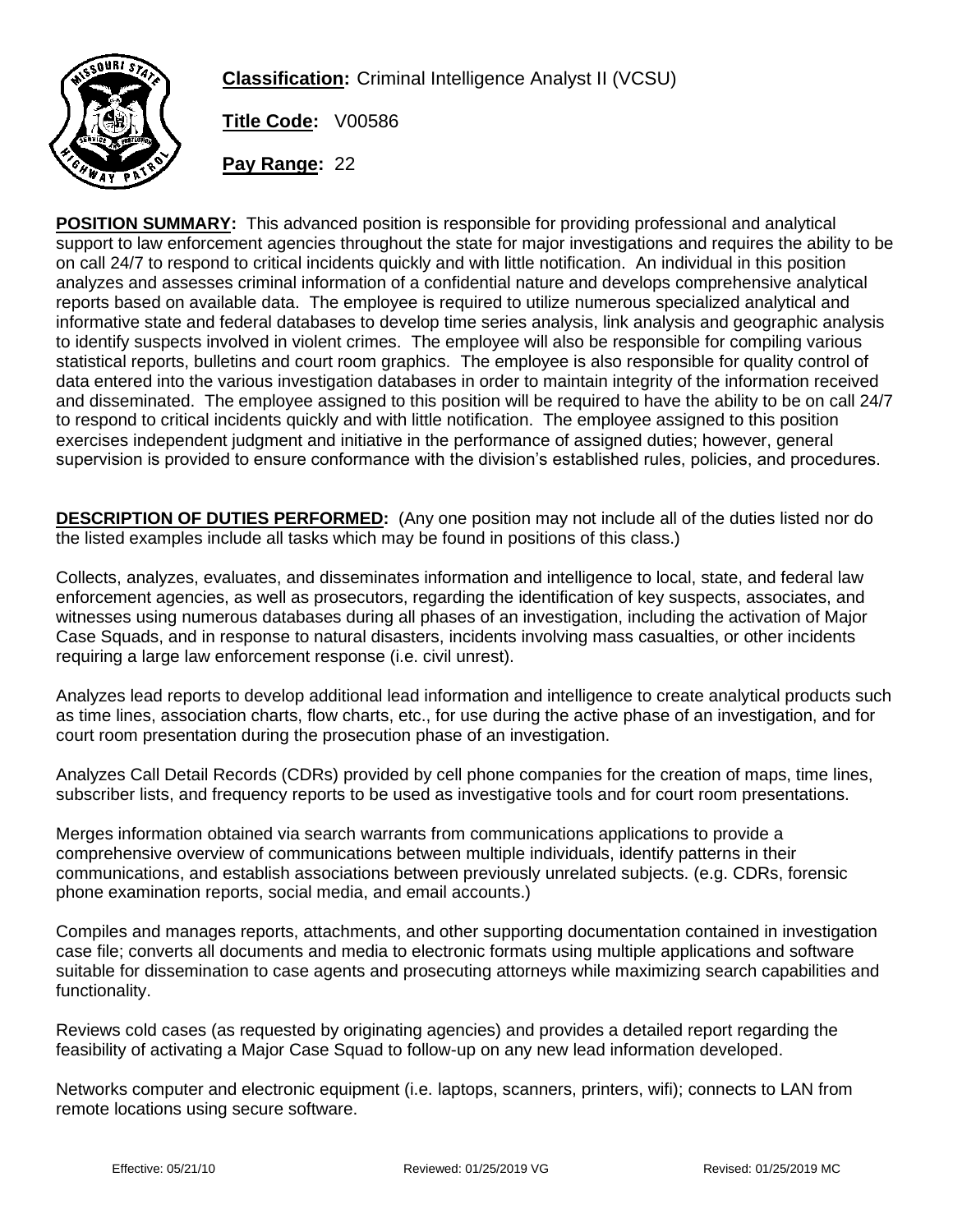**Classification:** Criminal Intelligence Analyst II (VCSU)

**Title Code:** V00586

**Pay Range:** 22

**POSITION SUMMARY:** This advanced position is responsible for providing professional and analytical support to law enforcement agencies throughout the state for major investigations and requires the ability to be on call 24/7 to respond to critical incidents quickly and with little notification. An individual in this position analyzes and assesses criminal information of a confidential nature and develops comprehensive analytical reports based on available data. The employee is required to utilize numerous specialized analytical and informative state and federal databases to develop time series analysis, link analysis and geographic analysis to identify suspects involved in violent crimes. The employee will also be responsible for compiling various statistical reports, bulletins and court room graphics. The employee is also responsible for quality control of data entered into the various investigation databases in order to maintain integrity of the information received and disseminated. The employee assigned to this position will be required to have the ability to be on call 24/7 to respond to critical incidents quickly and with little notification. The employee assigned to this position exercises independent judgment and initiative in the performance of assigned duties; however, general supervision is provided to ensure conformance with the division's established rules, policies, and procedures.

**DESCRIPTION OF DUTIES PERFORMED:** (Any one position may not include all of the duties listed nor do the listed examples include all tasks which may be found in positions of this class.)

Collects, analyzes, evaluates, and disseminates information and intelligence to local, state, and federal law enforcement agencies, as well as prosecutors, regarding the identification of key suspects, associates, and witnesses using numerous databases during all phases of an investigation, including the activation of Major Case Squads, and in response to natural disasters, incidents involving mass casualties, or other incidents requiring a large law enforcement response (i.e. civil unrest).

Analyzes lead reports to develop additional lead information and intelligence to create analytical products such as time lines, association charts, flow charts, etc., for use during the active phase of an investigation, and for court room presentation during the prosecution phase of an investigation.

Analyzes Call Detail Records (CDRs) provided by cell phone companies for the creation of maps, time lines, subscriber lists, and frequency reports to be used as investigative tools and for court room presentations.

Merges information obtained via search warrants from communications applications to provide a comprehensive overview of communications between multiple individuals, identify patterns in their communications, and establish associations between previously unrelated subjects. (e.g. CDRs, forensic phone examination reports, social media, and email accounts.)

Compiles and manages reports, attachments, and other supporting documentation contained in investigation case file; converts all documents and media to electronic formats using multiple applications and software suitable for dissemination to case agents and prosecuting attorneys while maximizing search capabilities and functionality.

Reviews cold cases (as requested by originating agencies) and provides a detailed report regarding the feasibility of activating a Major Case Squad to follow-up on any new lead information developed.

Networks computer and electronic equipment (i.e. laptops, scanners, printers, wifi); connects to LAN from remote locations using secure software.

Effective: 05/21/10 Reviewed: 01/25/2019 VG Revised: 01/25/2019 MC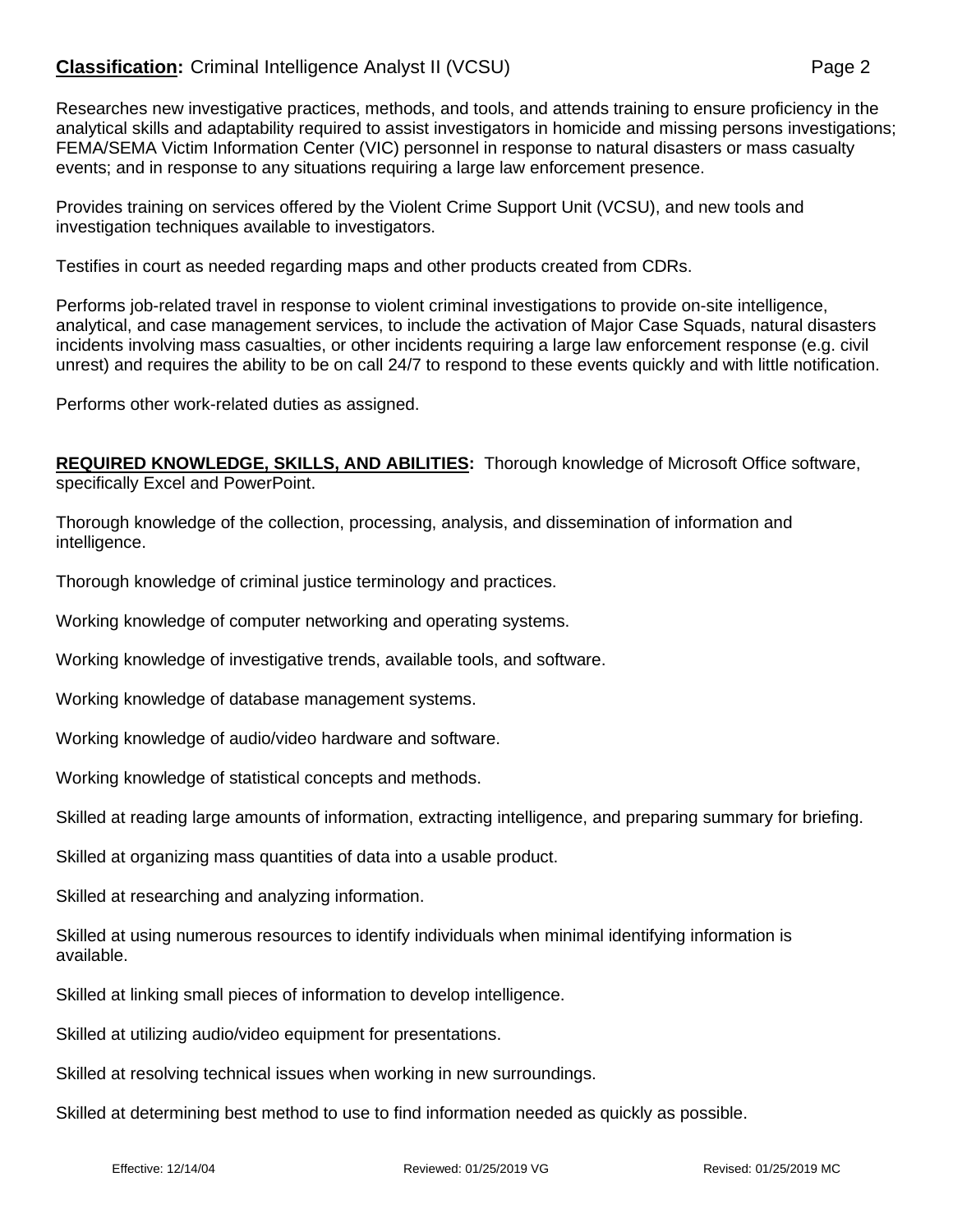Researches new investigative practices, methods, and tools, and attends training to ensure proficiency in the analytical skills and adaptability required to assist investigators in homicide and missing persons investigations; FEMA/SEMA Victim Information Center (VIC) personnel in response to natural disasters or mass casualty events; and in response to any situations requiring a large law enforcement presence.

Provides training on services offered by the Violent Crime Support Unit (VCSU), and new tools and investigation techniques available to investigators.

Testifies in court as needed regarding maps and other products created from CDRs.

Performs job-related travel in response to violent criminal investigations to provide on-site intelligence, analytical, and case management services, to include the activation of Major Case Squads, natural disasters incidents involving mass casualties, or other incidents requiring a large law enforcement response (e.g. civil unrest) and requires the ability to be on call 24/7 to respond to these events quickly and with little notification.

Performs other work-related duties as assigned.

**REQUIRED KNOWLEDGE, SKILLS, AND ABILITIES:** Thorough knowledge of Microsoft Office software, specifically Excel and PowerPoint.

Thorough knowledge of the collection, processing, analysis, and dissemination of information and intelligence.

Thorough knowledge of criminal justice terminology and practices.

Working knowledge of computer networking and operating systems.

Working knowledge of investigative trends, available tools, and software.

Working knowledge of database management systems.

Working knowledge of audio/video hardware and software.

Working knowledge of statistical concepts and methods.

Skilled at reading large amounts of information, extracting intelligence, and preparing summary for briefing.

Skilled at organizing mass quantities of data into a usable product.

Skilled at researching and analyzing information.

Skilled at using numerous resources to identify individuals when minimal identifying information is available.

Skilled at linking small pieces of information to develop intelligence.

Skilled at utilizing audio/video equipment for presentations.

Skilled at resolving technical issues when working in new surroundings.

Skilled at determining best method to use to find information needed as quickly as possible.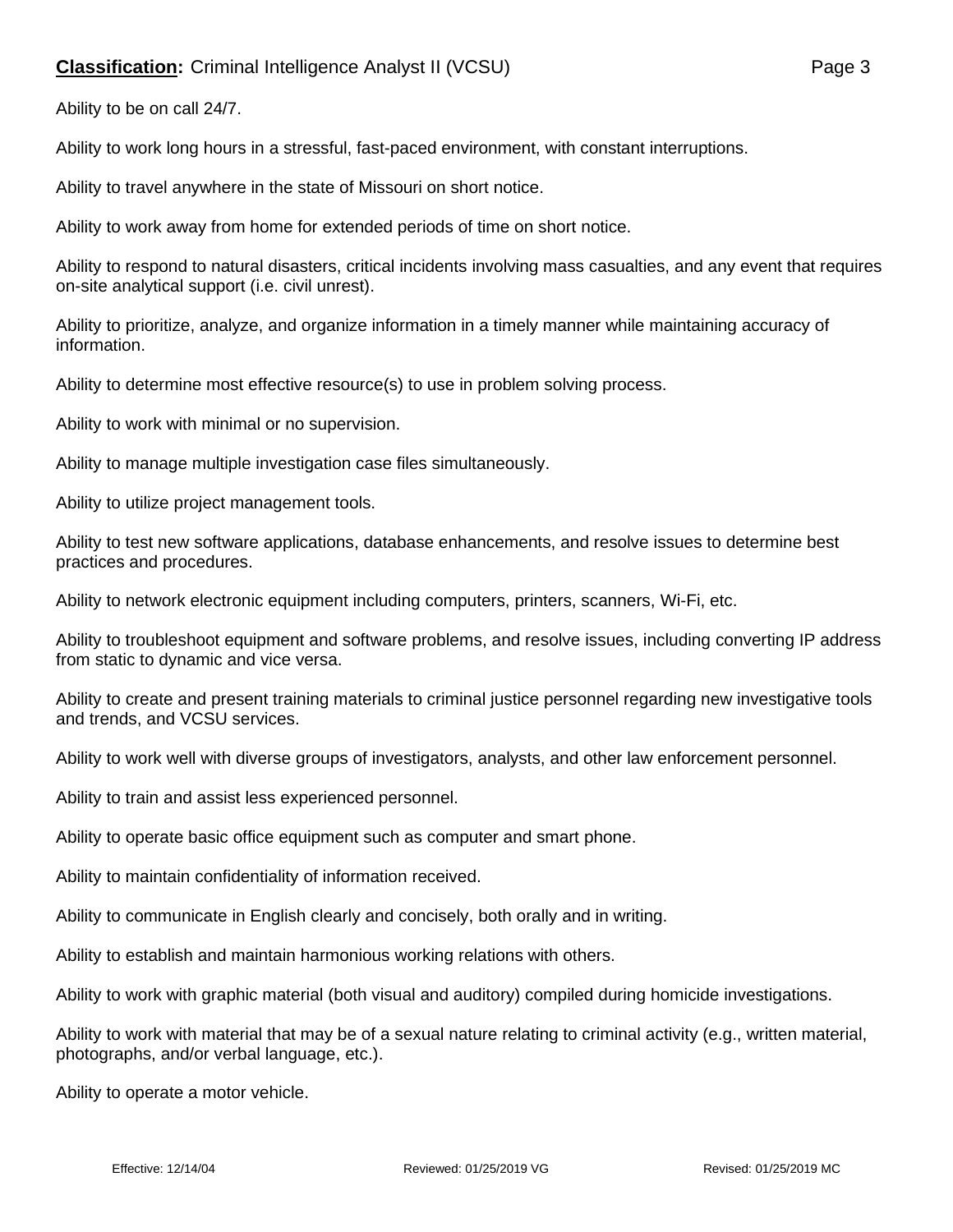Ability to be on call 24/7.

Ability to work long hours in a stressful, fast-paced environment, with constant interruptions.

Ability to travel anywhere in the state of Missouri on short notice.

Ability to work away from home for extended periods of time on short notice.

Ability to respond to natural disasters, critical incidents involving mass casualties, and any event that requires on-site analytical support (i.e. civil unrest).

Ability to prioritize, analyze, and organize information in a timely manner while maintaining accuracy of information.

Ability to determine most effective resource(s) to use in problem solving process.

Ability to work with minimal or no supervision.

Ability to manage multiple investigation case files simultaneously.

Ability to utilize project management tools.

Ability to test new software applications, database enhancements, and resolve issues to determine best practices and procedures.

Ability to network electronic equipment including computers, printers, scanners, Wi-Fi, etc.

Ability to troubleshoot equipment and software problems, and resolve issues, including converting IP address from static to dynamic and vice versa.

Ability to create and present training materials to criminal justice personnel regarding new investigative tools and trends, and VCSU services.

Ability to work well with diverse groups of investigators, analysts, and other law enforcement personnel.

Ability to train and assist less experienced personnel.

Ability to operate basic office equipment such as computer and smart phone.

Ability to maintain confidentiality of information received.

Ability to communicate in English clearly and concisely, both orally and in writing.

Ability to establish and maintain harmonious working relations with others.

Ability to work with graphic material (both visual and auditory) compiled during homicide investigations.

Ability to work with material that may be of a sexual nature relating to criminal activity (e.g., written material, photographs, and/or verbal language, etc.).

Ability to operate a motor vehicle.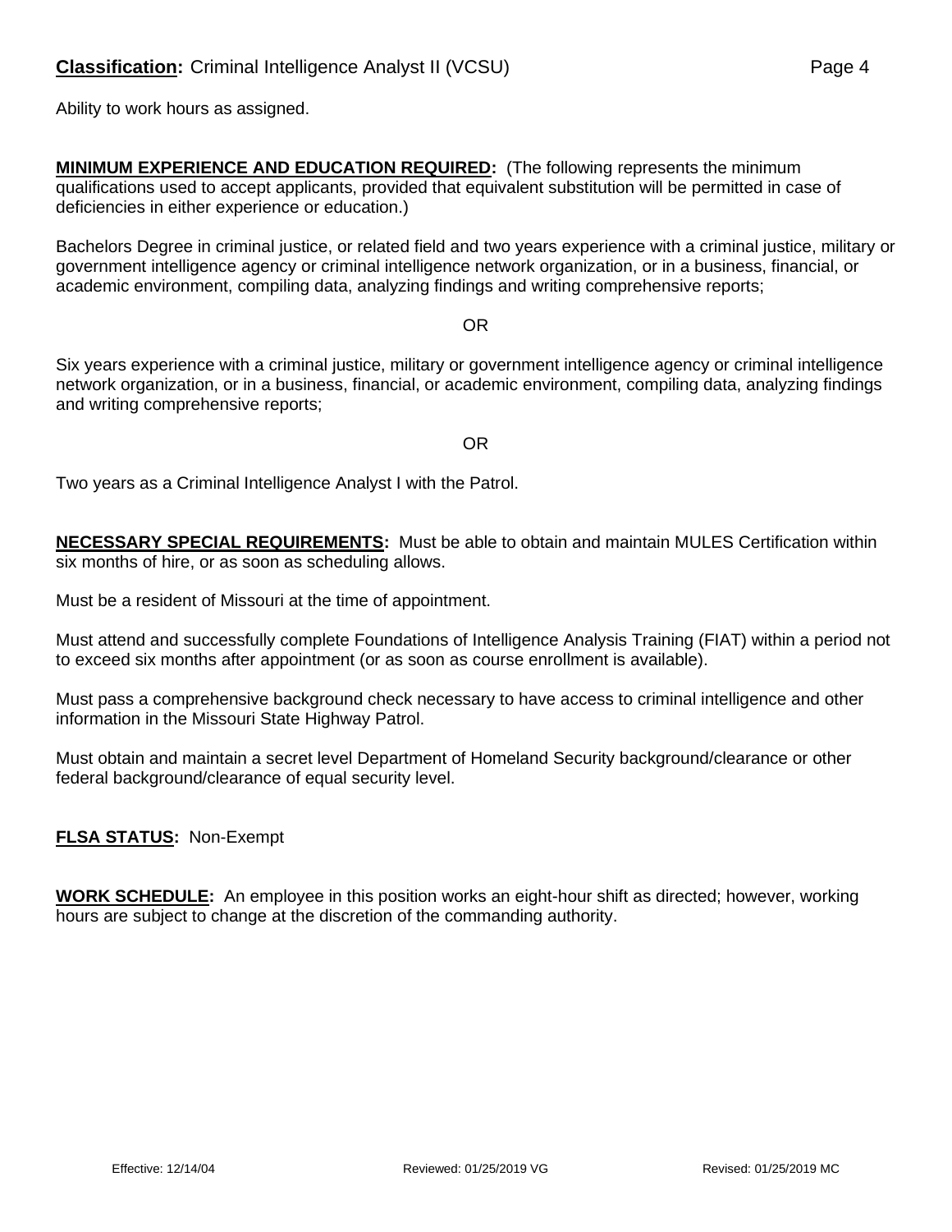Ability to work hours as assigned.

**MINIMUM EXPERIENCE AND EDUCATION REQUIRED:** (The following represents the minimum qualifications used to accept applicants, provided that equivalent substitution will be permitted in case of deficiencies in either experience or education.)

Bachelors Degree in criminal justice, or related field and two years experience with a criminal justice, military or government intelligence agency or criminal intelligence network organization, or in a business, financial, or academic environment, compiling data, analyzing findings and writing comprehensive reports;

OR

Six years experience with a criminal justice, military or government intelligence agency or criminal intelligence network organization, or in a business, financial, or academic environment, compiling data, analyzing findings and writing comprehensive reports;

OR

Two years as a Criminal Intelligence Analyst I with the Patrol.

**NECESSARY SPECIAL REQUIREMENTS:** Must be able to obtain and maintain MULES Certification within six months of hire, or as soon as scheduling allows.

Must be a resident of Missouri at the time of appointment.

Must attend and successfully complete Foundations of Intelligence Analysis Training (FIAT) within a period not to exceed six months after appointment (or as soon as course enrollment is available).

Must pass a comprehensive background check necessary to have access to criminal intelligence and other information in the Missouri State Highway Patrol.

Must obtain and maintain a secret level Department of Homeland Security background/clearance or other federal background/clearance of equal security level.

**FLSA STATUS:** Non-Exempt

**WORK SCHEDULE:** An employee in this position works an eight-hour shift as directed; however, working hours are subject to change at the discretion of the commanding authority.